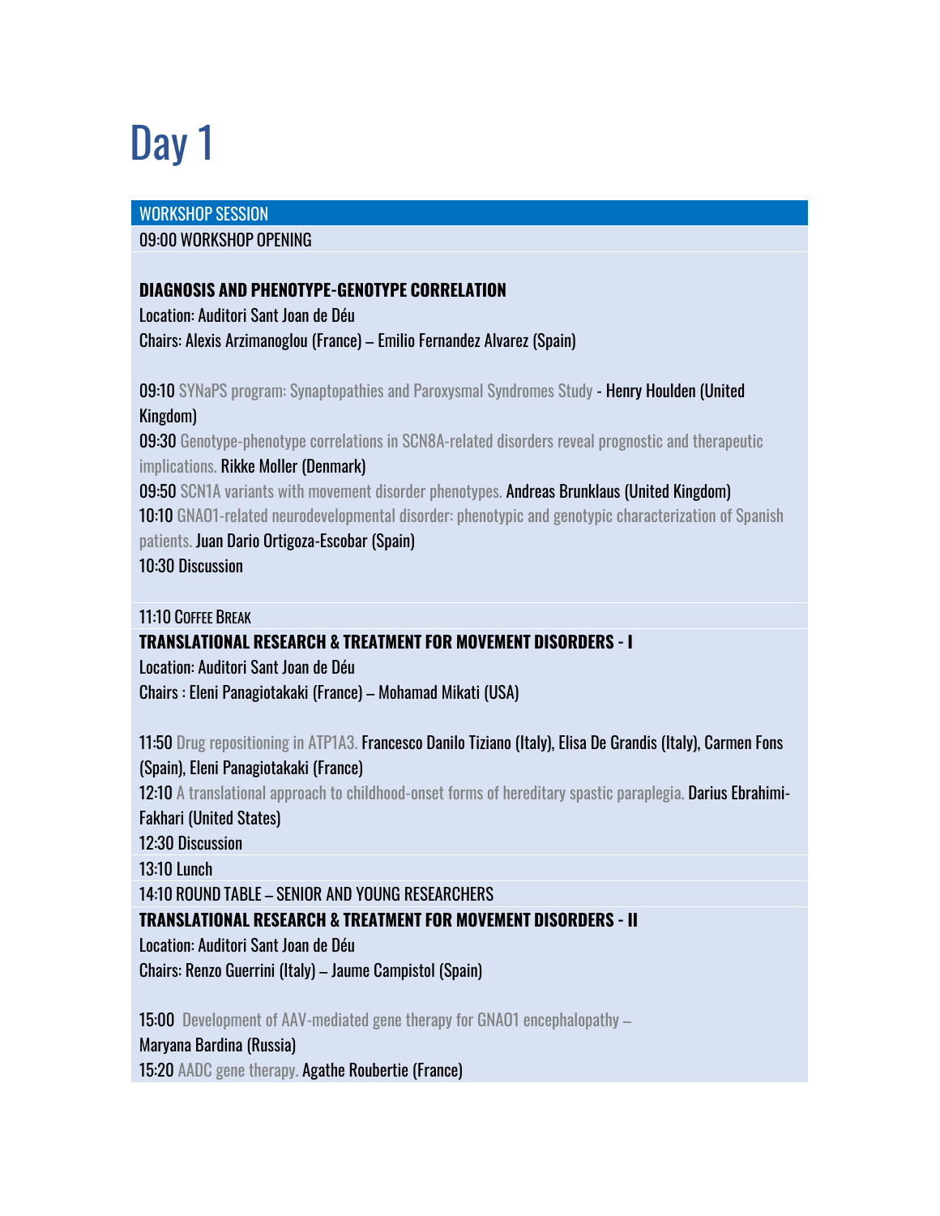# Day 1

**WORKSHOP SESSION**

09:00 WORKSHOP OPENING

**DIAGNOSIS AND PHENOTYPE-GENOTYPE CORRELATION**

Location: Auditori Sant Joan de Déu

Chairs: Alexis Arzimanoglou (France) – Emilio Fernandez Alvarez (Spain)

09:10 SYNaPS program: Synaptopathies and Paroxysmal Syndromes Study - Henry Houlden (United Kingdom)

09:30 Genotype-phenotype correlations in SCN8A-related disorders reveal prognostic and therapeutic implications. Rikke Moller (Denmark)

09:50 SCN1A variants with movement disorder phenotypes. Andreas Brunklaus (United Kingdom)

10:10 GNAO1-related neurodevelopmental disorder: phenotypic and genotypic characterization of Spanish patients. Juan Dario Ortigoza-Escobar (Spain)

10:30 Discussion

11:10 Coffee Break

**TRANSLATIONAL RESEARCH & TREATMENT FOR MOVEMENT DISORDERS - I**

Location: Auditori Sant Joan de Déu

Chairs : Eleni Panagiotakaki (France) – Mohamad Mikati (USA)

11:50 Drug repositioning in ATP1A3. Francesco Danilo Tiziano (Italy), Elisa De Grandis (Italy), Carmen Fons (Spain), Eleni Panagiotakaki (France)

12:10 A translational approach to childhood-onset forms of hereditary spastic paraplegia. Darius Ebrahimi-Fakhari (United States)

12:30 Discussion

13:10 Lunch

14:10 ROUND TABLE – SENIOR AND YOUNG RESEARCHERS

**TRANSLATIONAL RESEARCH & TREATMENT FOR MOVEMENT DISORDERS - II**

Location: Auditori Sant Joan de Déu

Chairs: Renzo Guerrini (Italy) – Jaume Campistol (Spain)

15:00 Development of AAV-mediated gene therapy for GNAO1 encephalopathy – Maryana Bardina (Russia)

15:20 AADC gene therapy. Agathe Roubertie (France)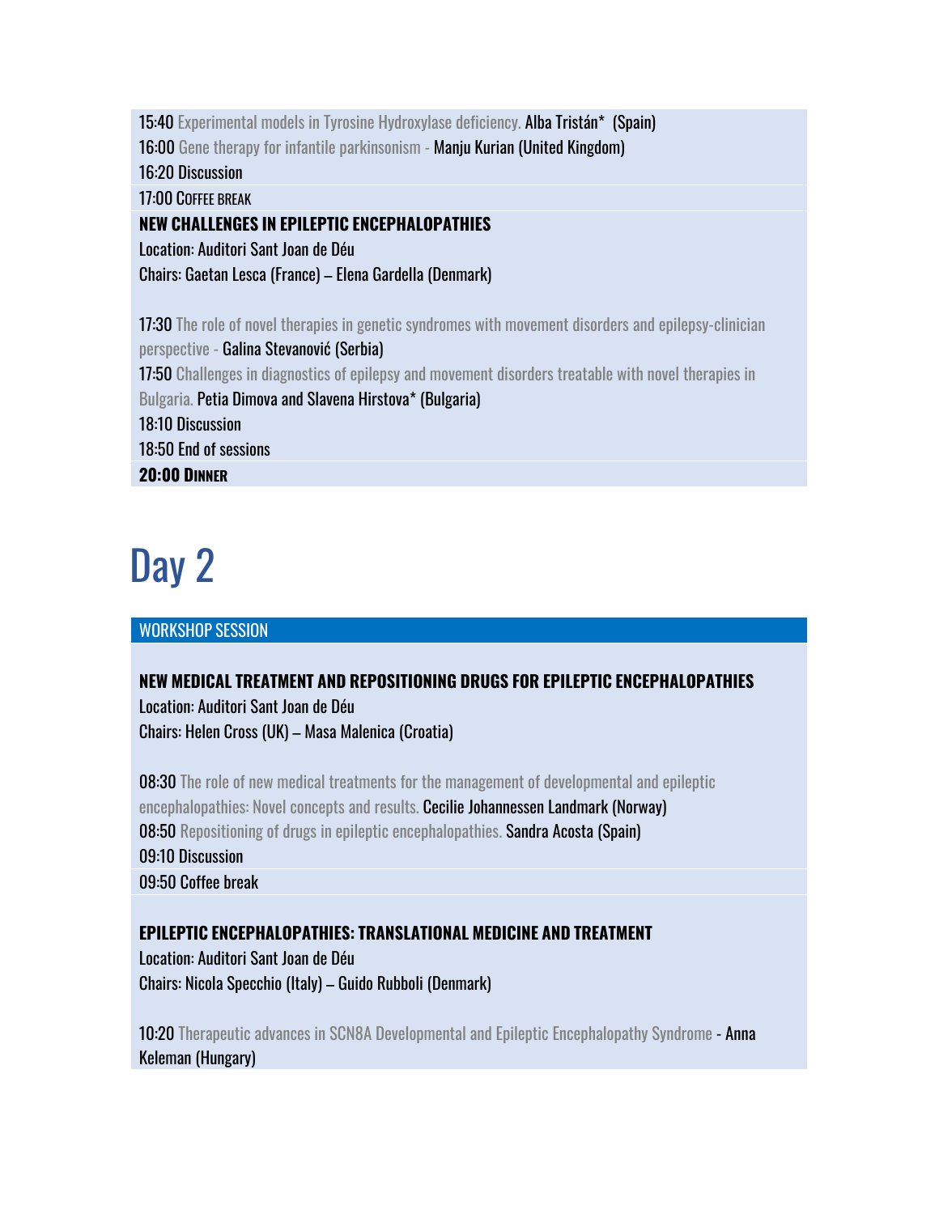15:40 Experimental models in Tyrosine Hydroxylase deficiency. Alba Tristán* (Spain)
16:00 Gene therapy for infantile parkinsonism - Manju Kurian (United Kingdom)
16:20 Discussion

17:00 Coffee break

**NEW CHALLENGES IN EPILEPTIC ENCEPHALOPATHIES**
Location: Auditori Sant Joan de Déu
Chairs: Gaetan Lesca (France) – Elena Gardella (Denmark)

17:30 The role of novel therapies in genetic syndromes with movement disorders and epilepsy-clinician perspective - Galina Stevanović (Serbia)
17:50 Challenges in diagnostics of epilepsy and movement disorders treatable with novel therapies in Bulgaria. Petia Dimova and Slavena Hirstova* (Bulgaria)
18:10 Discussion
18:50 End of sessions

**20:00 Dinner**

# Day 2

## WORKSHOP SESSION

**NEW MEDICAL TREATMENT AND REPOSITIONING DRUGS FOR EPILEPTIC ENCEPHALOPATHIES**
Location: Auditori Sant Joan de Déu
Chairs: Helen Cross (UK) – Masa Malenica (Croatia)

08:30 The role of new medical treatments for the management of developmental and epileptic encephalopathies: Novel concepts and results. Cecilie Johannessen Landmark (Norway)
08:50 Repositioning of drugs in epileptic encephalopathies. Sandra Acosta (Spain)
09:10 Discussion

09:50 Coffee break

**EPILEPTIC ENCEPHALOPATHIES: TRANSLATIONAL MEDICINE AND TREATMENT**
Location: Auditori Sant Joan de Déu
Chairs: Nicola Specchio (Italy) – Guido Rubboli (Denmark)

10:20 Therapeutic advances in SCN8A Developmental and Epileptic Encephalopathy Syndrome - Anna Keleman (Hungary)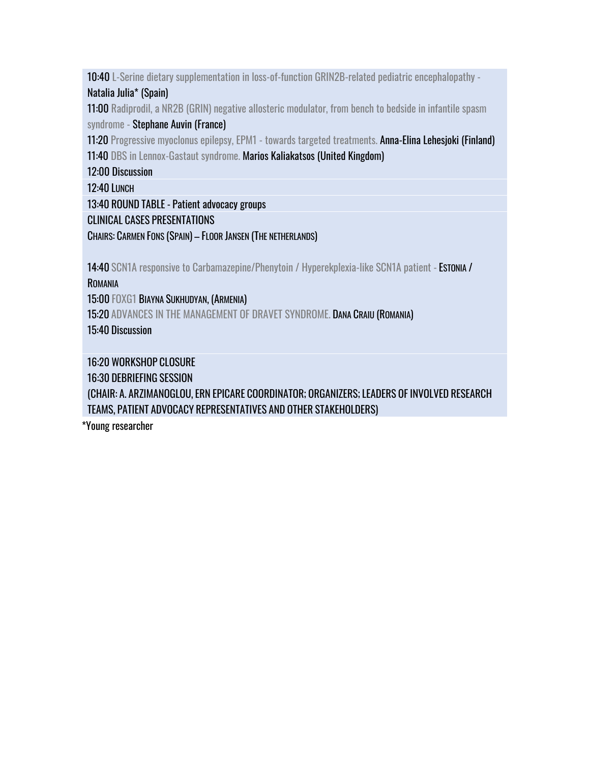10:40 L-Serine dietary supplementation in loss-of-function GRIN2B-related pediatric encephalopathy - Natalia Julia* (Spain)

11:00 Radiprodil, a NR2B (GRIN) negative allosteric modulator, from bench to bedside in infantile spasm syndrome - Stephane Auvin (France)

11:20 Progressive myoclonus epilepsy, EPM1 - towards targeted treatments. Anna-Elina Lehesjoki (Finland)

11:40 DBS in Lennox-Gastaut syndrome. Marios Kaliakatsos (United Kingdom)

12:00 Discussion

12:40 Lunch

13:40 ROUND TABLE - Patient advocacy groups

CLINICAL CASES PRESENTATIONS

Chairs: Carmen Fons (Spain) – Floor Jansen (The netherlands)

14:40 SCN1A responsive to Carbamazepine/Phenytoin / Hyperekplexia-like SCN1A patient - Estonia / Romania

15:00 FOXG1 Biayna Sukhudyan, (Armenia)

15:20 ADVANCES IN THE MANAGEMENT OF DRAVET SYNDROME. Dana Craiu (Romania)

15:40 Discussion

16:20 WORKSHOP CLOSURE

16:30 DEBRIEFING SESSION

(CHAIR: A. ARZIMANOGLOU, ERN EPICARE COORDINATOR; ORGANIZERS; LEADERS OF INVOLVED RESEARCH TEAMS, PATIENT ADVOCACY REPRESENTATIVES AND OTHER STAKEHOLDERS)

*Young researcher